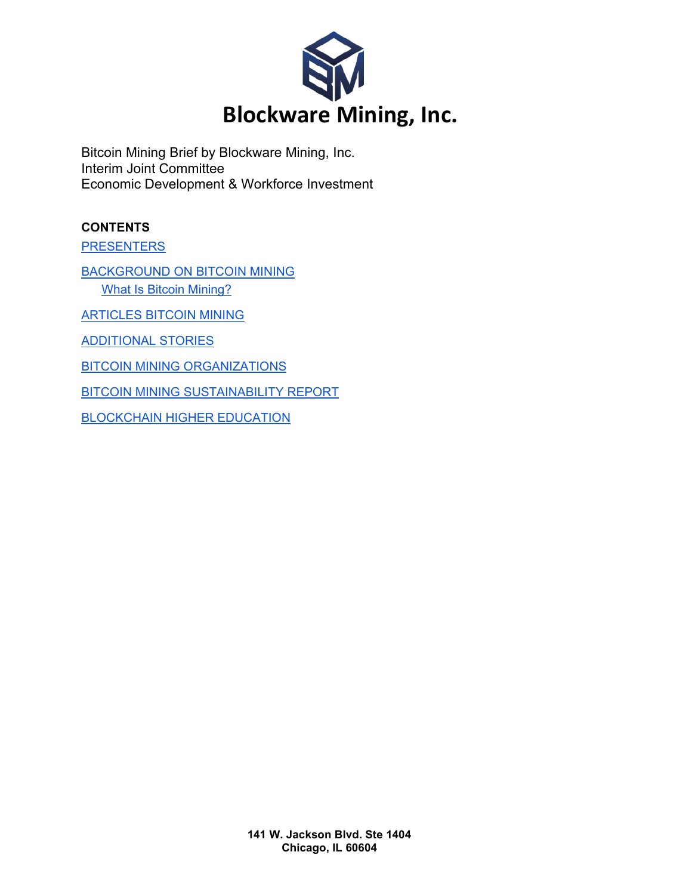# Blockware Mining, Inc.

Bitcoin Mining Brief by Blockware Mining, Inc.
Interim Joint Committee
Economic Development & Workforce Investment

**CONTENTS**

PRESENTERS

BACKGROUND ON BITCOIN MINING

- What Is Bitcoin Mining?

ARTICLES BITCOIN MINING

ADDITIONAL STORIES

BITCOIN MINING ORGANIZATIONS

BITCOIN MINING SUSTAINABILITY REPORT

BLOCKCHAIN HIGHER EDUCATION

**141 W. Jackson Blvd. Ste 1404**
**Chicago, IL 60604**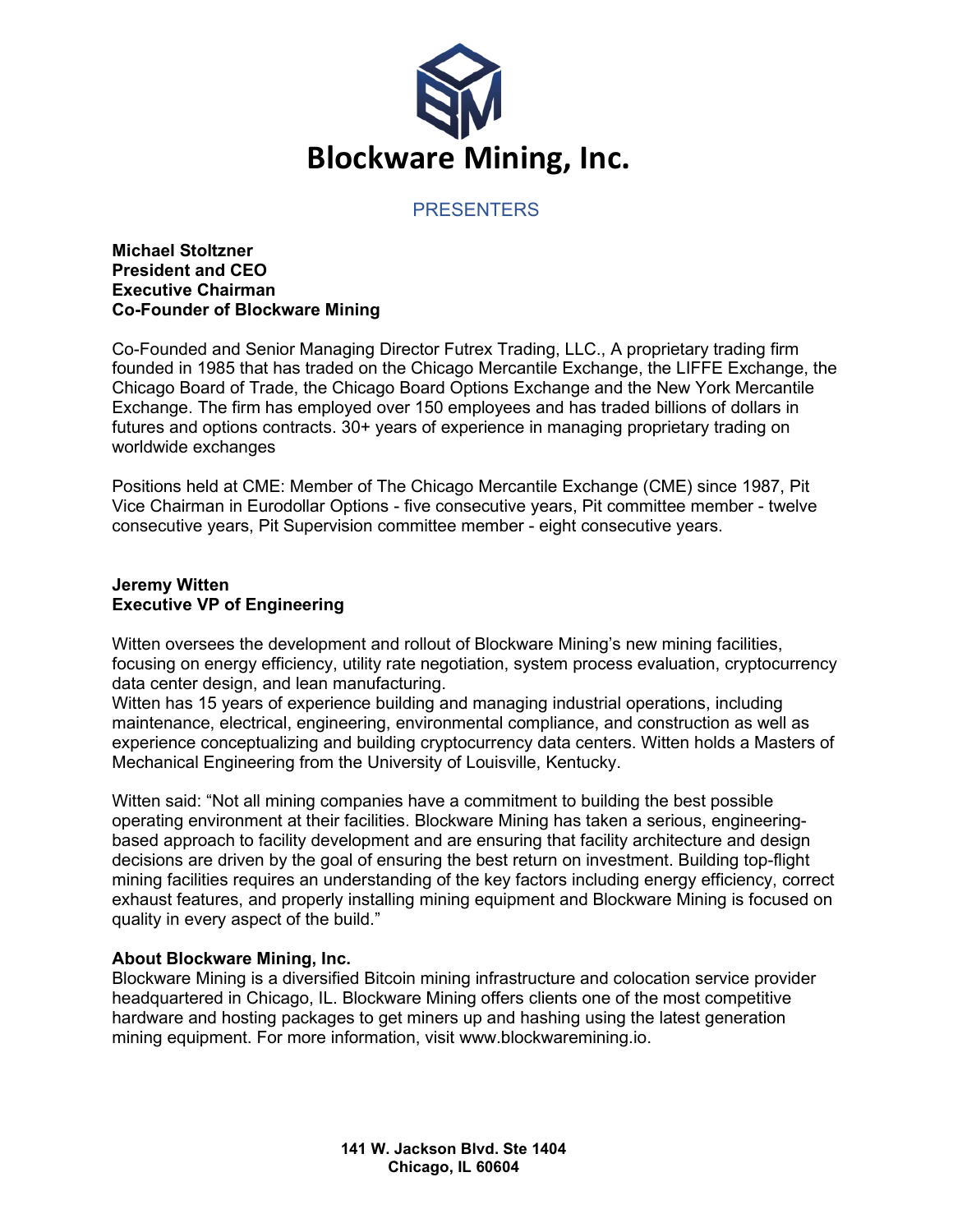# Blockware Mining, Inc.

## PRESENTERS

**Michael Stoltzner**
**President and CEO**
**Executive Chairman**
**Co-Founder of Blockware Mining**

Co-Founded and Senior Managing Director Futrex Trading, LLC., A proprietary trading firm founded in 1985 that has traded on the Chicago Mercantile Exchange, the LIFFE Exchange, the Chicago Board of Trade, the Chicago Board Options Exchange and the New York Mercantile Exchange. The firm has employed over 150 employees and has traded billions of dollars in futures and options contracts. 30+ years of experience in managing proprietary trading on worldwide exchanges

Positions held at CME: Member of The Chicago Mercantile Exchange (CME) since 1987, Pit Vice Chairman in Eurodollar Options - five consecutive years, Pit committee member - twelve consecutive years, Pit Supervision committee member - eight consecutive years.

**Jeremy Witten**
**Executive VP of Engineering**

Witten oversees the development and rollout of Blockware Mining's new mining facilities, focusing on energy efficiency, utility rate negotiation, system process evaluation, cryptocurrency data center design, and lean manufacturing.
Witten has 15 years of experience building and managing industrial operations, including maintenance, electrical, engineering, environmental compliance, and construction as well as experience conceptualizing and building cryptocurrency data centers. Witten holds a Masters of Mechanical Engineering from the University of Louisville, Kentucky.

Witten said: "Not all mining companies have a commitment to building the best possible operating environment at their facilities. Blockware Mining has taken a serious, engineering-based approach to facility development and are ensuring that facility architecture and design decisions are driven by the goal of ensuring the best return on investment. Building top-flight mining facilities requires an understanding of the key factors including energy efficiency, correct exhaust features, and properly installing mining equipment and Blockware Mining is focused on quality in every aspect of the build."

**About Blockware Mining, Inc.**
Blockware Mining is a diversified Bitcoin mining infrastructure and colocation service provider headquartered in Chicago, IL. Blockware Mining offers clients one of the most competitive hardware and hosting packages to get miners up and hashing using the latest generation mining equipment. For more information, visit www.blockwaremining.io.

**141 W. Jackson Blvd. Ste 1404**
**Chicago, IL 60604**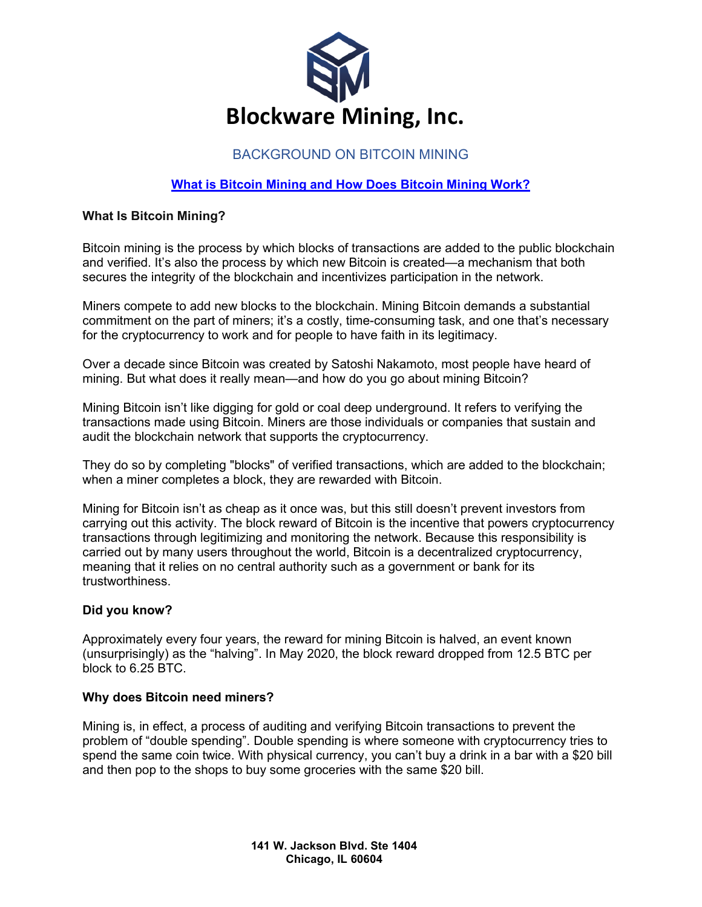# Blockware Mining, Inc.

## BACKGROUND ON BITCOIN MINING

### [What is Bitcoin Mining and How Does Bitcoin Mining Work?]

**What Is Bitcoin Mining?**

Bitcoin mining is the process by which blocks of transactions are added to the public blockchain and verified. It's also the process by which new Bitcoin is created—a mechanism that both secures the integrity of the blockchain and incentivizes participation in the network.

Miners compete to add new blocks to the blockchain. Mining Bitcoin demands a substantial commitment on the part of miners; it's a costly, time-consuming task, and one that's necessary for the cryptocurrency to work and for people to have faith in its legitimacy.

Over a decade since Bitcoin was created by Satoshi Nakamoto, most people have heard of mining. But what does it really mean—and how do you go about mining Bitcoin?

Mining Bitcoin isn't like digging for gold or coal deep underground. It refers to verifying the transactions made using Bitcoin. Miners are those individuals or companies that sustain and audit the blockchain network that supports the cryptocurrency.

They do so by completing "blocks" of verified transactions, which are added to the blockchain; when a miner completes a block, they are rewarded with Bitcoin.

Mining for Bitcoin isn't as cheap as it once was, but this still doesn't prevent investors from carrying out this activity. The block reward of Bitcoin is the incentive that powers cryptocurrency transactions through legitimizing and monitoring the network. Because this responsibility is carried out by many users throughout the world, Bitcoin is a decentralized cryptocurrency, meaning that it relies on no central authority such as a government or bank for its trustworthiness.

**Did you know?**

Approximately every four years, the reward for mining Bitcoin is halved, an event known (unsurprisingly) as the "halving". In May 2020, the block reward dropped from 12.5 BTC per block to 6.25 BTC.

**Why does Bitcoin need miners?**

Mining is, in effect, a process of auditing and verifying Bitcoin transactions to prevent the problem of "double spending". Double spending is where someone with cryptocurrency tries to spend the same coin twice. With physical currency, you can't buy a drink in a bar with a $20 bill and then pop to the shops to buy some groceries with the same $20 bill.

**141 W. Jackson Blvd. Ste 1404**
**Chicago, IL 60604**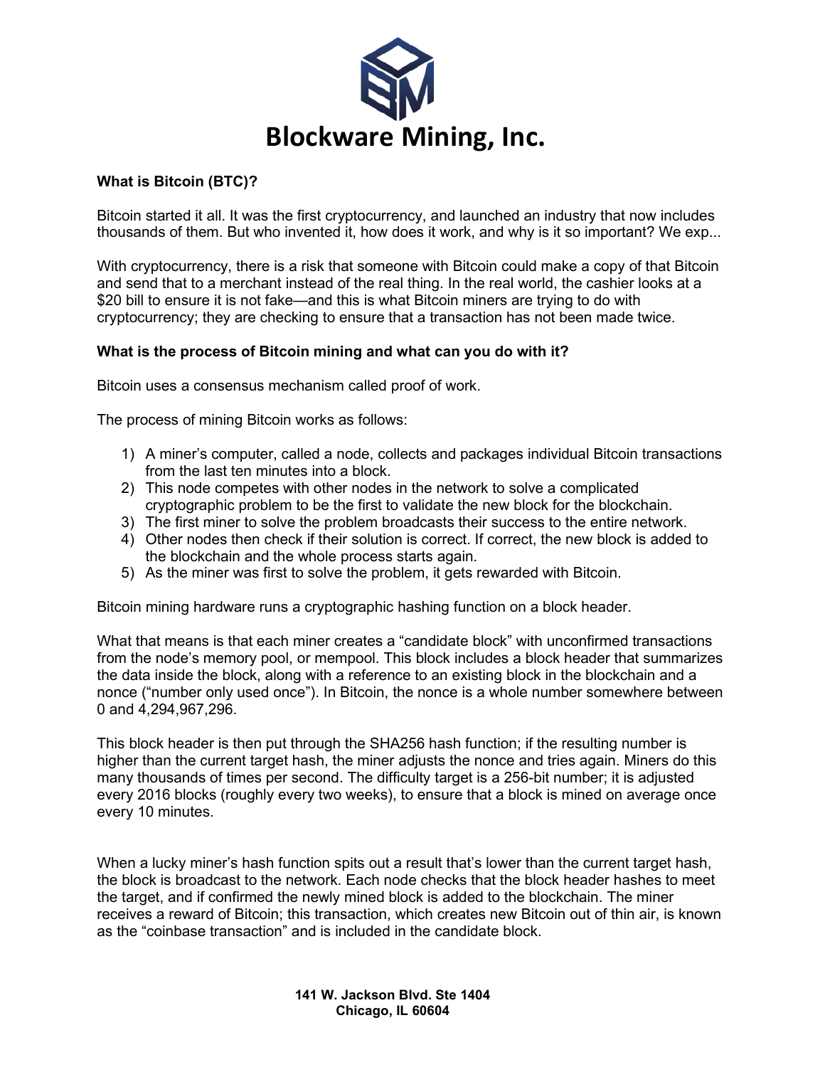# Blockware Mining, Inc.

**What is Bitcoin (BTC)?**

Bitcoin started it all. It was the first cryptocurrency, and launched an industry that now includes thousands of them. But who invented it, how does it work, and why is it so important? We exp...

With cryptocurrency, there is a risk that someone with Bitcoin could make a copy of that Bitcoin and send that to a merchant instead of the real thing. In the real world, the cashier looks at a $20 bill to ensure it is not fake—and this is what Bitcoin miners are trying to do with cryptocurrency; they are checking to ensure that a transaction has not been made twice.

**What is the process of Bitcoin mining and what can you do with it?**

Bitcoin uses a consensus mechanism called proof of work.

The process of mining Bitcoin works as follows:

1) A miner's computer, called a node, collects and packages individual Bitcoin transactions from the last ten minutes into a block.
2) This node competes with other nodes in the network to solve a complicated cryptographic problem to be the first to validate the new block for the blockchain.
3) The first miner to solve the problem broadcasts their success to the entire network.
4) Other nodes then check if their solution is correct. If correct, the new block is added to the blockchain and the whole process starts again.
5) As the miner was first to solve the problem, it gets rewarded with Bitcoin.

Bitcoin mining hardware runs a cryptographic hashing function on a block header.

What that means is that each miner creates a "candidate block" with unconfirmed transactions from the node's memory pool, or mempool. This block includes a block header that summarizes the data inside the block, along with a reference to an existing block in the blockchain and a nonce ("number only used once"). In Bitcoin, the nonce is a whole number somewhere between 0 and 4,294,967,296.

This block header is then put through the SHA256 hash function; if the resulting number is higher than the current target hash, the miner adjusts the nonce and tries again. Miners do this many thousands of times per second. The difficulty target is a 256-bit number; it is adjusted every 2016 blocks (roughly every two weeks), to ensure that a block is mined on average once every 10 minutes.

When a lucky miner's hash function spits out a result that's lower than the current target hash, the block is broadcast to the network. Each node checks that the block header hashes to meet the target, and if confirmed the newly mined block is added to the blockchain. The miner receives a reward of Bitcoin; this transaction, which creates new Bitcoin out of thin air, is known as the "coinbase transaction" and is included in the candidate block.

**141 W. Jackson Blvd. Ste 1404**
**Chicago, IL 60604**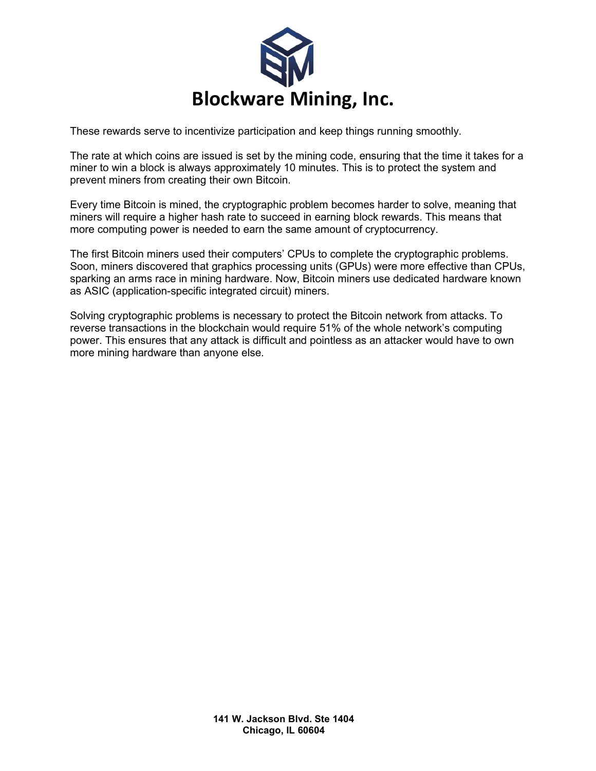These rewards serve to incentivize participation and keep things running smoothly.

The rate at which coins are issued is set by the mining code, ensuring that the time it takes for a miner to win a block is always approximately 10 minutes. This is to protect the system and prevent miners from creating their own Bitcoin.

Every time Bitcoin is mined, the cryptographic problem becomes harder to solve, meaning that miners will require a higher hash rate to succeed in earning block rewards. This means that more computing power is needed to earn the same amount of cryptocurrency.

The first Bitcoin miners used their computers' CPUs to complete the cryptographic problems. Soon, miners discovered that graphics processing units (GPUs) were more effective than CPUs, sparking an arms race in mining hardware. Now, Bitcoin miners use dedicated hardware known as ASIC (application-specific integrated circuit) miners.

Solving cryptographic problems is necessary to protect the Bitcoin network from attacks. To reverse transactions in the blockchain would require 51% of the whole network's computing power. This ensures that any attack is difficult and pointless as an attacker would have to own more mining hardware than anyone else.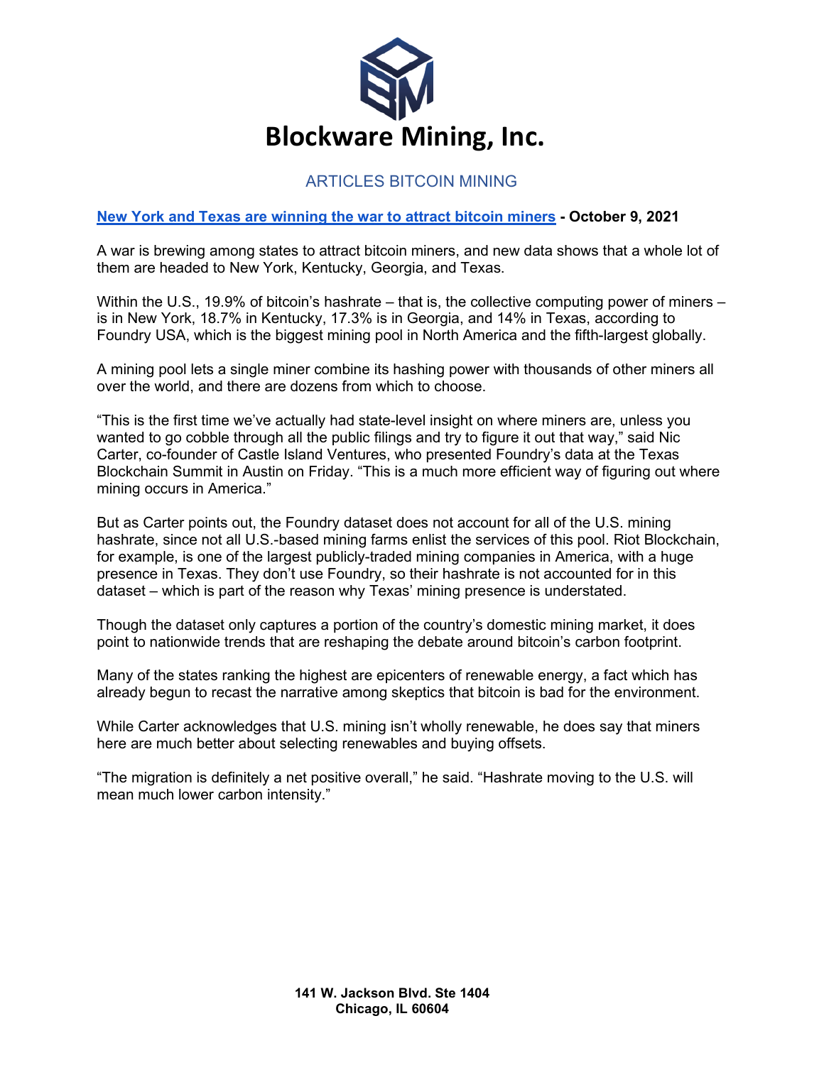# Blockware Mining, Inc.

## ARTICLES BITCOIN MINING

**New York and Texas are winning the war to attract bitcoin miners - October 9, 2021**

A war is brewing among states to attract bitcoin miners, and new data shows that a whole lot of them are headed to New York, Kentucky, Georgia, and Texas.

Within the U.S., 19.9% of bitcoin's hashrate – that is, the collective computing power of miners – is in New York, 18.7% in Kentucky, 17.3% is in Georgia, and 14% in Texas, according to Foundry USA, which is the biggest mining pool in North America and the fifth-largest globally.

A mining pool lets a single miner combine its hashing power with thousands of other miners all over the world, and there are dozens from which to choose.

"This is the first time we've actually had state-level insight on where miners are, unless you wanted to go cobble through all the public filings and try to figure it out that way," said Nic Carter, co-founder of Castle Island Ventures, who presented Foundry's data at the Texas Blockchain Summit in Austin on Friday. "This is a much more efficient way of figuring out where mining occurs in America."

But as Carter points out, the Foundry dataset does not account for all of the U.S. mining hashrate, since not all U.S.-based mining farms enlist the services of this pool. Riot Blockchain, for example, is one of the largest publicly-traded mining companies in America, with a huge presence in Texas. They don't use Foundry, so their hashrate is not accounted for in this dataset – which is part of the reason why Texas' mining presence is understated.

Though the dataset only captures a portion of the country's domestic mining market, it does point to nationwide trends that are reshaping the debate around bitcoin's carbon footprint.

Many of the states ranking the highest are epicenters of renewable energy, a fact which has already begun to recast the narrative among skeptics that bitcoin is bad for the environment.

While Carter acknowledges that U.S. mining isn't wholly renewable, he does say that miners here are much better about selecting renewables and buying offsets.

"The migration is definitely a net positive overall," he said. "Hashrate moving to the U.S. will mean much lower carbon intensity."

**141 W. Jackson Blvd. Ste 1404**
**Chicago, IL 60604**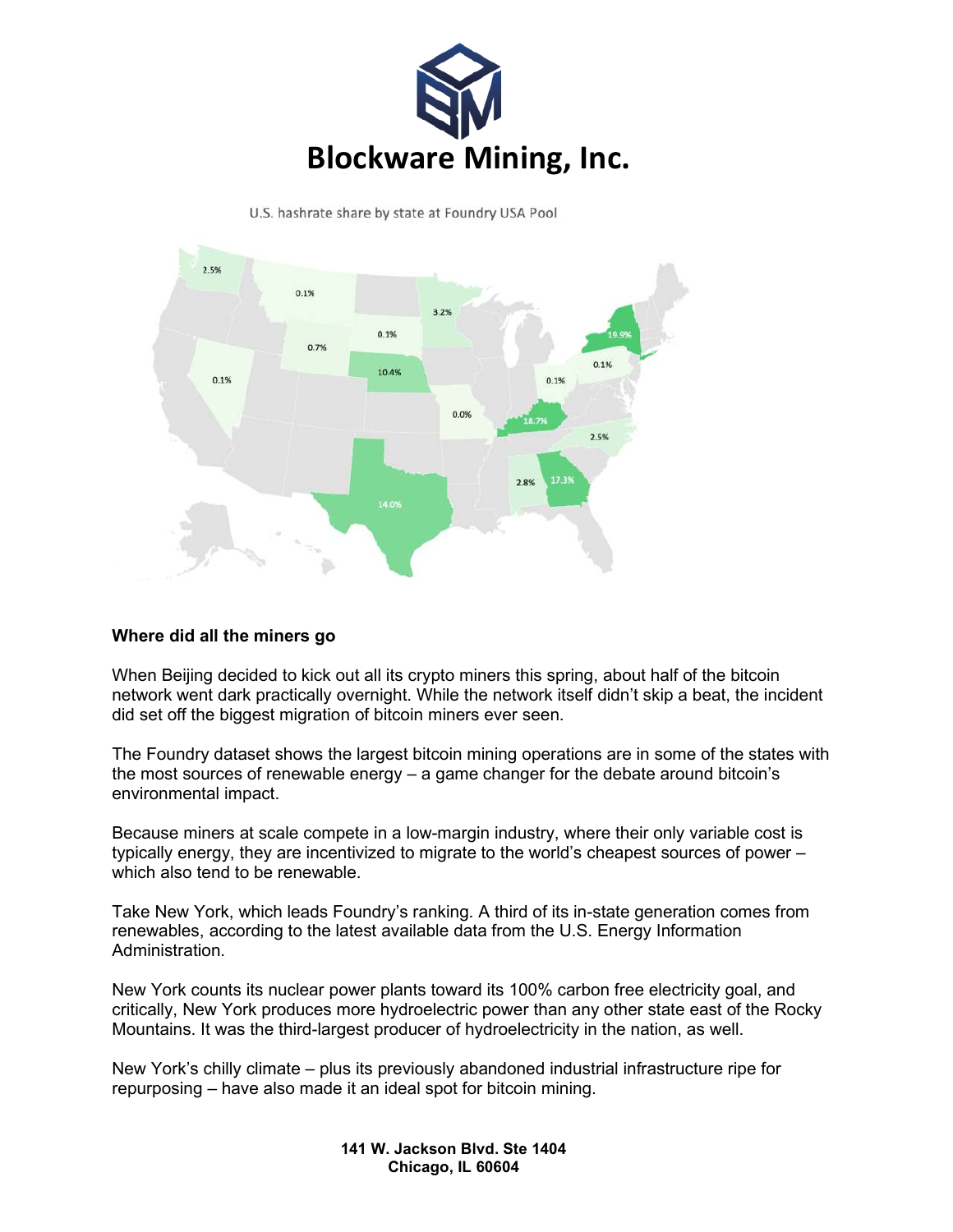U.S. hashrate share by state at Foundry USA Pool

**Where did all the miners go**

When Beijing decided to kick out all its crypto miners this spring, about half of the bitcoin network went dark practically overnight. While the network itself didn't skip a beat, the incident did set off the biggest migration of bitcoin miners ever seen.

The Foundry dataset shows the largest bitcoin mining operations are in some of the states with the most sources of renewable energy – a game changer for the debate around bitcoin's environmental impact.

Because miners at scale compete in a low-margin industry, where their only variable cost is typically energy, they are incentivized to migrate to the world's cheapest sources of power – which also tend to be renewable.

Take New York, which leads Foundry's ranking. A third of its in-state generation comes from renewables, according to the latest available data from the U.S. Energy Information Administration.

New York counts its nuclear power plants toward its 100% carbon free electricity goal, and critically, New York produces more hydroelectric power than any other state east of the Rocky Mountains. It was the third-largest producer of hydroelectricity in the nation, as well.

New York's chilly climate – plus its previously abandoned industrial infrastructure ripe for repurposing – have also made it an ideal spot for bitcoin mining.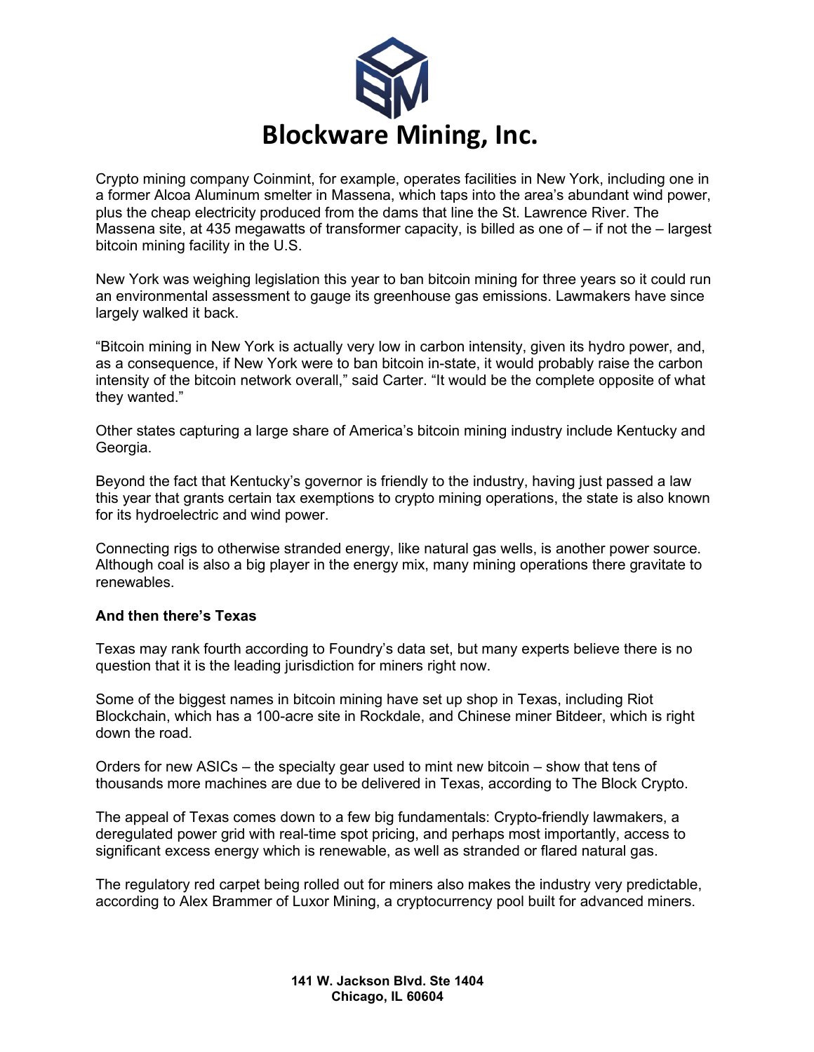Crypto mining company Coinmint, for example, operates facilities in New York, including one in a former Alcoa Aluminum smelter in Massena, which taps into the area's abundant wind power, plus the cheap electricity produced from the dams that line the St. Lawrence River. The Massena site, at 435 megawatts of transformer capacity, is billed as one of – if not the – largest bitcoin mining facility in the U.S.

New York was weighing legislation this year to ban bitcoin mining for three years so it could run an environmental assessment to gauge its greenhouse gas emissions. Lawmakers have since largely walked it back.

"Bitcoin mining in New York is actually very low in carbon intensity, given its hydro power, and, as a consequence, if New York were to ban bitcoin in-state, it would probably raise the carbon intensity of the bitcoin network overall," said Carter. "It would be the complete opposite of what they wanted."

Other states capturing a large share of America's bitcoin mining industry include Kentucky and Georgia.

Beyond the fact that Kentucky's governor is friendly to the industry, having just passed a law this year that grants certain tax exemptions to crypto mining operations, the state is also known for its hydroelectric and wind power.

Connecting rigs to otherwise stranded energy, like natural gas wells, is another power source. Although coal is also a big player in the energy mix, many mining operations there gravitate to renewables.

**And then there's Texas**

Texas may rank fourth according to Foundry's data set, but many experts believe there is no question that it is the leading jurisdiction for miners right now.

Some of the biggest names in bitcoin mining have set up shop in Texas, including Riot Blockchain, which has a 100-acre site in Rockdale, and Chinese miner Bitdeer, which is right down the road.

Orders for new ASICs – the specialty gear used to mint new bitcoin – show that tens of thousands more machines are due to be delivered in Texas, according to The Block Crypto.

The appeal of Texas comes down to a few big fundamentals: Crypto-friendly lawmakers, a deregulated power grid with real-time spot pricing, and perhaps most importantly, access to significant excess energy which is renewable, as well as stranded or flared natural gas.

The regulatory red carpet being rolled out for miners also makes the industry very predictable, according to Alex Brammer of Luxor Mining, a cryptocurrency pool built for advanced miners.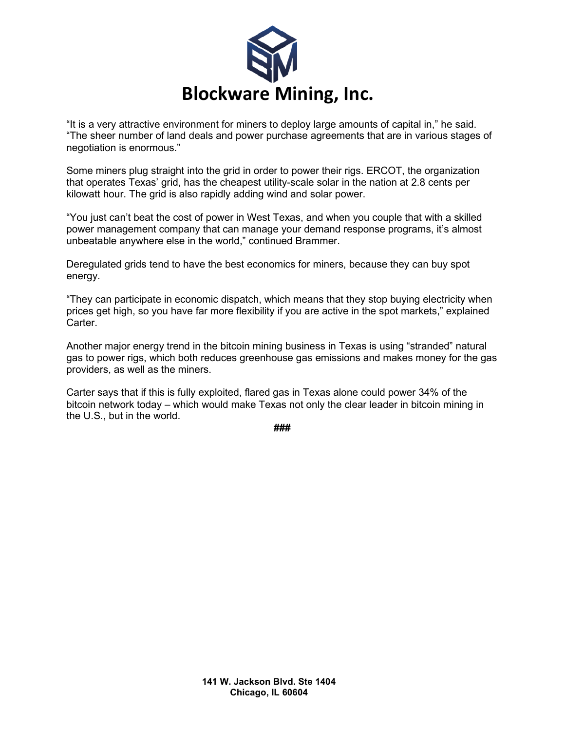“It is a very attractive environment for miners to deploy large amounts of capital in,” he said. “The sheer number of land deals and power purchase agreements that are in various stages of negotiation is enormous.”

Some miners plug straight into the grid in order to power their rigs. ERCOT, the organization that operates Texas’ grid, has the cheapest utility-scale solar in the nation at 2.8 cents per kilowatt hour. The grid is also rapidly adding wind and solar power.

“You just can’t beat the cost of power in West Texas, and when you couple that with a skilled power management company that can manage your demand response programs, it’s almost unbeatable anywhere else in the world,” continued Brammer.

Deregulated grids tend to have the best economics for miners, because they can buy spot energy.

“They can participate in economic dispatch, which means that they stop buying electricity when prices get high, so you have far more flexibility if you are active in the spot markets,” explained Carter.

Another major energy trend in the bitcoin mining business in Texas is using “stranded” natural gas to power rigs, which both reduces greenhouse gas emissions and makes money for the gas providers, as well as the miners.

Carter says that if this is fully exploited, flared gas in Texas alone could power 34% of the bitcoin network today – which would make Texas not only the clear leader in bitcoin mining in the U.S., but in the world.

###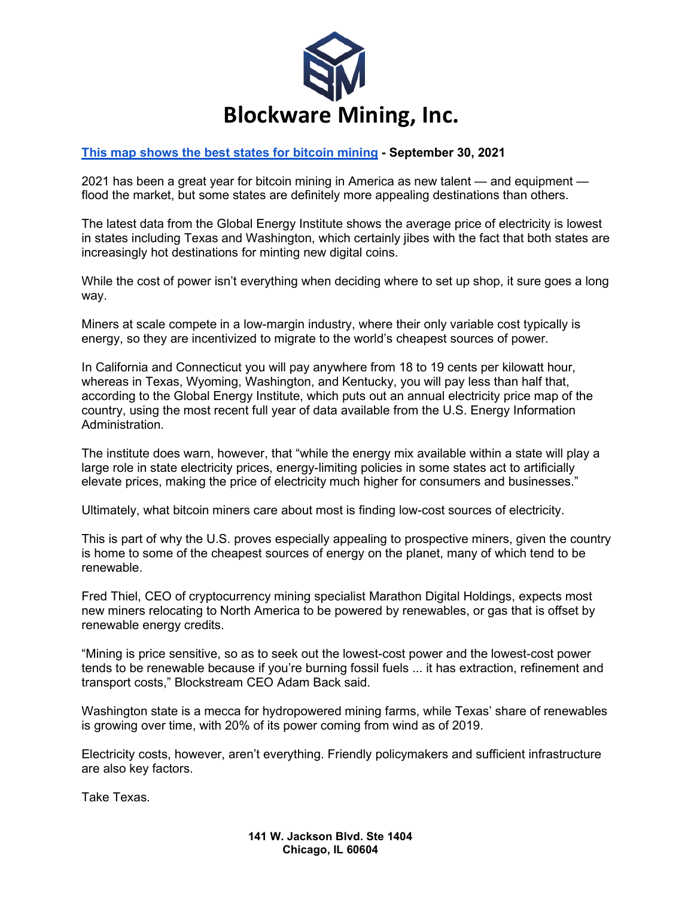# Blockware Mining, Inc.

[This map shows the best states for bitcoin mining](#) **- September 30, 2021**

2021 has been a great year for bitcoin mining in America as new talent — and equipment — flood the market, but some states are definitely more appealing destinations than others.

The latest data from the Global Energy Institute shows the average price of electricity is lowest in states including Texas and Washington, which certainly jibes with the fact that both states are increasingly hot destinations for minting new digital coins.

While the cost of power isn't everything when deciding where to set up shop, it sure goes a long way.

Miners at scale compete in a low-margin industry, where their only variable cost typically is energy, so they are incentivized to migrate to the world's cheapest sources of power.

In California and Connecticut you will pay anywhere from 18 to 19 cents per kilowatt hour, whereas in Texas, Wyoming, Washington, and Kentucky, you will pay less than half that, according to the Global Energy Institute, which puts out an annual electricity price map of the country, using the most recent full year of data available from the U.S. Energy Information Administration.

The institute does warn, however, that "while the energy mix available within a state will play a large role in state electricity prices, energy-limiting policies in some states act to artificially elevate prices, making the price of electricity much higher for consumers and businesses."

Ultimately, what bitcoin miners care about most is finding low-cost sources of electricity.

This is part of why the U.S. proves especially appealing to prospective miners, given the country is home to some of the cheapest sources of energy on the planet, many of which tend to be renewable.

Fred Thiel, CEO of cryptocurrency mining specialist Marathon Digital Holdings, expects most new miners relocating to North America to be powered by renewables, or gas that is offset by renewable energy credits.

"Mining is price sensitive, so as to seek out the lowest-cost power and the lowest-cost power tends to be renewable because if you're burning fossil fuels ... it has extraction, refinement and transport costs," Blockstream CEO Adam Back said.

Washington state is a mecca for hydropowered mining farms, while Texas' share of renewables is growing over time, with 20% of its power coming from wind as of 2019.

Electricity costs, however, aren't everything. Friendly policymakers and sufficient infrastructure are also key factors.

Take Texas.

**141 W. Jackson Blvd. Ste 1404**
**Chicago, IL 60604**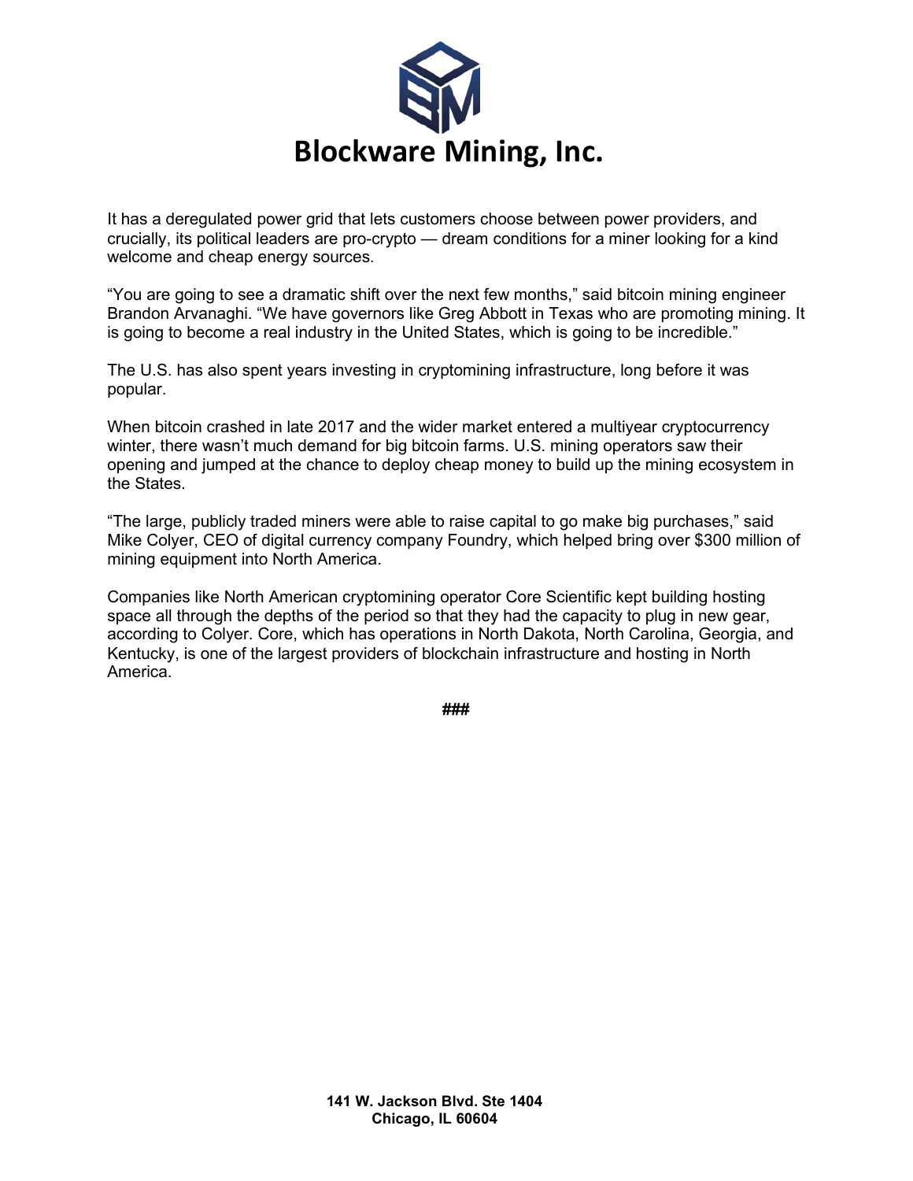# Blockware Mining, Inc.

It has a deregulated power grid that lets customers choose between power providers, and crucially, its political leaders are pro-crypto — dream conditions for a miner looking for a kind welcome and cheap energy sources.

"You are going to see a dramatic shift over the next few months," said bitcoin mining engineer Brandon Arvanaghi. "We have governors like Greg Abbott in Texas who are promoting mining. It is going to become a real industry in the United States, which is going to be incredible."

The U.S. has also spent years investing in cryptomining infrastructure, long before it was popular.

When bitcoin crashed in late 2017 and the wider market entered a multiyear cryptocurrency winter, there wasn't much demand for big bitcoin farms. U.S. mining operators saw their opening and jumped at the chance to deploy cheap money to build up the mining ecosystem in the States.

"The large, publicly traded miners were able to raise capital to go make big purchases," said Mike Colyer, CEO of digital currency company Foundry, which helped bring over $300 million of mining equipment into North America.

Companies like North American cryptomining operator Core Scientific kept building hosting space all through the depths of the period so that they had the capacity to plug in new gear, according to Colyer. Core, which has operations in North Dakota, North Carolina, Georgia, and Kentucky, is one of the largest providers of blockchain infrastructure and hosting in North America.

###

**141 W. Jackson Blvd. Ste 1404**
**Chicago, IL 60604**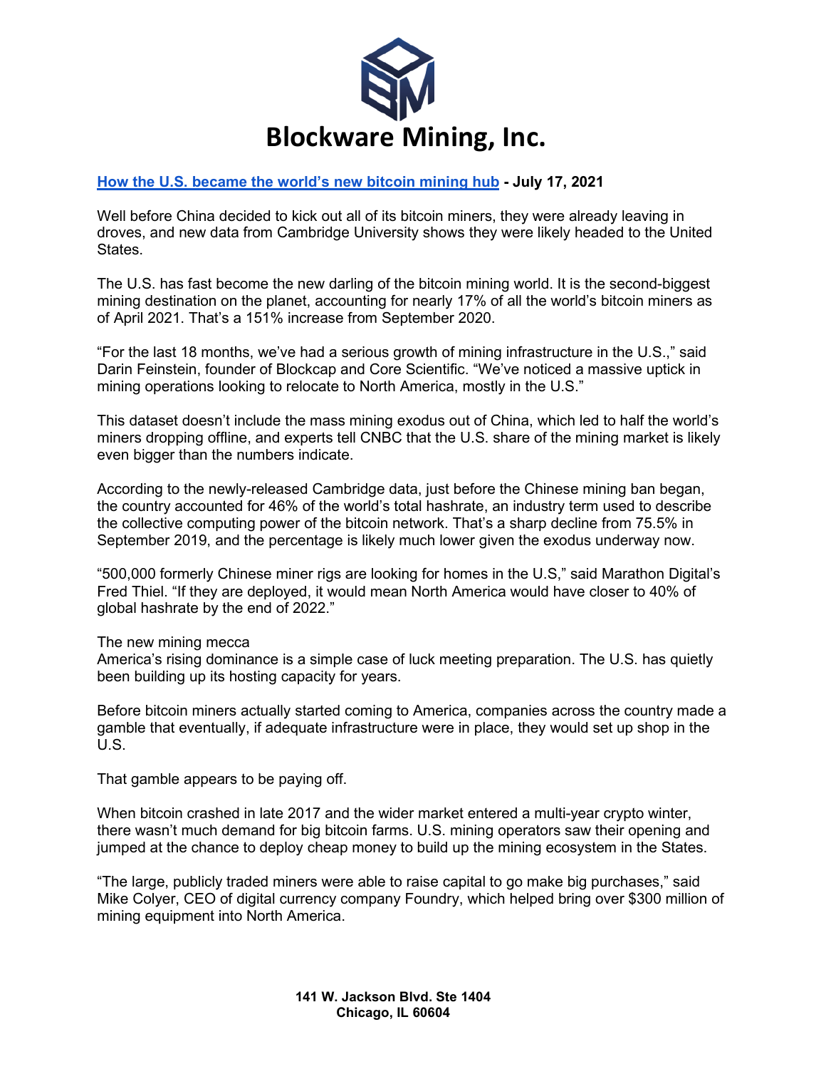# Blockware Mining, Inc.

**[How the U.S. became the world's new bitcoin mining hub](#) - July 17, 2021**

Well before China decided to kick out all of its bitcoin miners, they were already leaving in droves, and new data from Cambridge University shows they were likely headed to the United States.

The U.S. has fast become the new darling of the bitcoin mining world. It is the second-biggest mining destination on the planet, accounting for nearly 17% of all the world's bitcoin miners as of April 2021. That's a 151% increase from September 2020.

"For the last 18 months, we've had a serious growth of mining infrastructure in the U.S.," said Darin Feinstein, founder of Blockcap and Core Scientific. "We've noticed a massive uptick in mining operations looking to relocate to North America, mostly in the U.S."

This dataset doesn't include the mass mining exodus out of China, which led to half the world's miners dropping offline, and experts tell CNBC that the U.S. share of the mining market is likely even bigger than the numbers indicate.

According to the newly-released Cambridge data, just before the Chinese mining ban began, the country accounted for 46% of the world's total hashrate, an industry term used to describe the collective computing power of the bitcoin network. That's a sharp decline from 75.5% in September 2019, and the percentage is likely much lower given the exodus underway now.

"500,000 formerly Chinese miner rigs are looking for homes in the U.S," said Marathon Digital's Fred Thiel. "If they are deployed, it would mean North America would have closer to 40% of global hashrate by the end of 2022."

The new mining mecca

America's rising dominance is a simple case of luck meeting preparation. The U.S. has quietly been building up its hosting capacity for years.

Before bitcoin miners actually started coming to America, companies across the country made a gamble that eventually, if adequate infrastructure were in place, they would set up shop in the U.S.

That gamble appears to be paying off.

When bitcoin crashed in late 2017 and the wider market entered a multi-year crypto winter, there wasn't much demand for big bitcoin farms. U.S. mining operators saw their opening and jumped at the chance to deploy cheap money to build up the mining ecosystem in the States.

"The large, publicly traded miners were able to raise capital to go make big purchases," said Mike Colyer, CEO of digital currency company Foundry, which helped bring over $300 million of mining equipment into North America.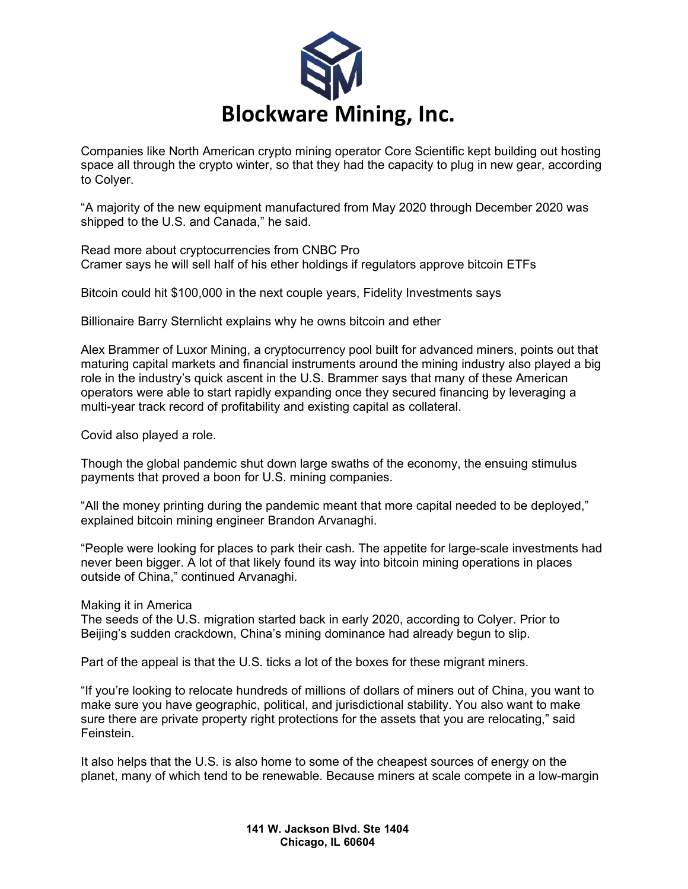Companies like North American crypto mining operator Core Scientific kept building out hosting space all through the crypto winter, so that they had the capacity to plug in new gear, according to Colyer.

"A majority of the new equipment manufactured from May 2020 through December 2020 was shipped to the U.S. and Canada," he said.

Read more about cryptocurrencies from CNBC Pro
Cramer says he will sell half of his ether holdings if regulators approve bitcoin ETFs

Bitcoin could hit $100,000 in the next couple years, Fidelity Investments says

Billionaire Barry Sternlicht explains why he owns bitcoin and ether

Alex Brammer of Luxor Mining, a cryptocurrency pool built for advanced miners, points out that maturing capital markets and financial instruments around the mining industry also played a big role in the industry's quick ascent in the U.S. Brammer says that many of these American operators were able to start rapidly expanding once they secured financing by leveraging a multi-year track record of profitability and existing capital as collateral.

Covid also played a role.

Though the global pandemic shut down large swaths of the economy, the ensuing stimulus payments that proved a boon for U.S. mining companies.

"All the money printing during the pandemic meant that more capital needed to be deployed," explained bitcoin mining engineer Brandon Arvanaghi.

"People were looking for places to park their cash. The appetite for large-scale investments had never been bigger. A lot of that likely found its way into bitcoin mining operations in places outside of China," continued Arvanaghi.

Making it in America
The seeds of the U.S. migration started back in early 2020, according to Colyer. Prior to Beijing's sudden crackdown, China's mining dominance had already begun to slip.

Part of the appeal is that the U.S. ticks a lot of the boxes for these migrant miners.

"If you're looking to relocate hundreds of millions of dollars of miners out of China, you want to make sure you have geographic, political, and jurisdictional stability. You also want to make sure there are private property right protections for the assets that you are relocating," said Feinstein.

It also helps that the U.S. is also home to some of the cheapest sources of energy on the planet, many of which tend to be renewable. Because miners at scale compete in a low-margin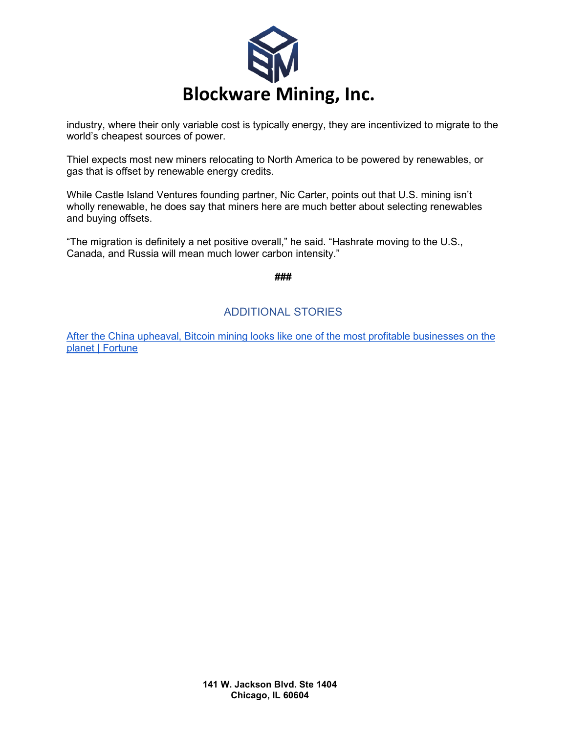industry, where their only variable cost is typically energy, they are incentivized to migrate to the world's cheapest sources of power.

Thiel expects most new miners relocating to North America to be powered by renewables, or gas that is offset by renewable energy credits.

While Castle Island Ventures founding partner, Nic Carter, points out that U.S. mining isn't wholly renewable, he does say that miners here are much better about selecting renewables and buying offsets.

"The migration is definitely a net positive overall," he said. "Hashrate moving to the U.S., Canada, and Russia will mean much lower carbon intensity."

**###**

## ADDITIONAL STORIES

After the China upheaval, Bitcoin mining looks like one of the most profitable businesses on the planet | Fortune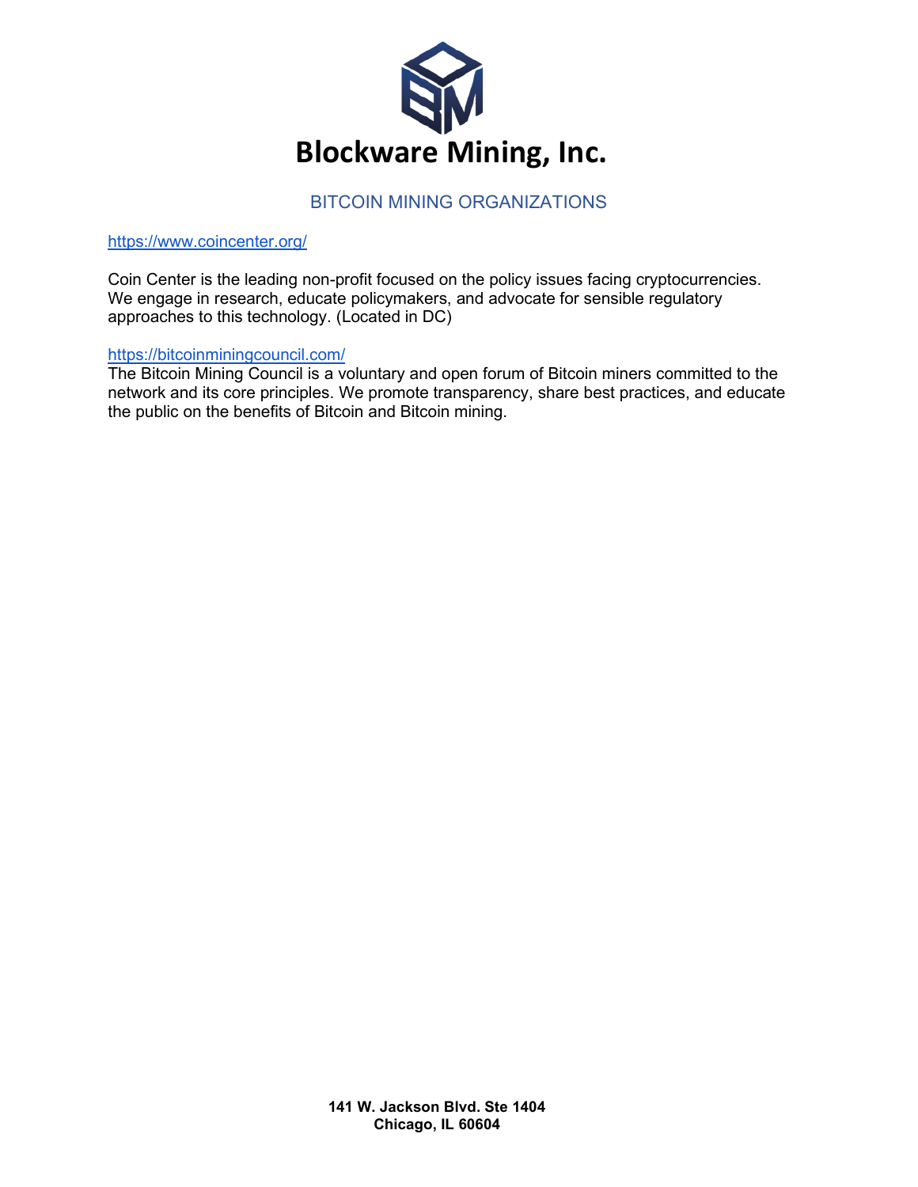# Blockware Mining, Inc.

## BITCOIN MINING ORGANIZATIONS

https://www.coincenter.org/

Coin Center is the leading non-profit focused on the policy issues facing cryptocurrencies. We engage in research, educate policymakers, and advocate for sensible regulatory approaches to this technology. (Located in DC)

https://bitcoinminingcouncil.com/

The Bitcoin Mining Council is a voluntary and open forum of Bitcoin miners committed to the network and its core principles. We promote transparency, share best practices, and educate the public on the benefits of Bitcoin and Bitcoin mining.

**141 W. Jackson Blvd. Ste 1404**
**Chicago, IL 60604**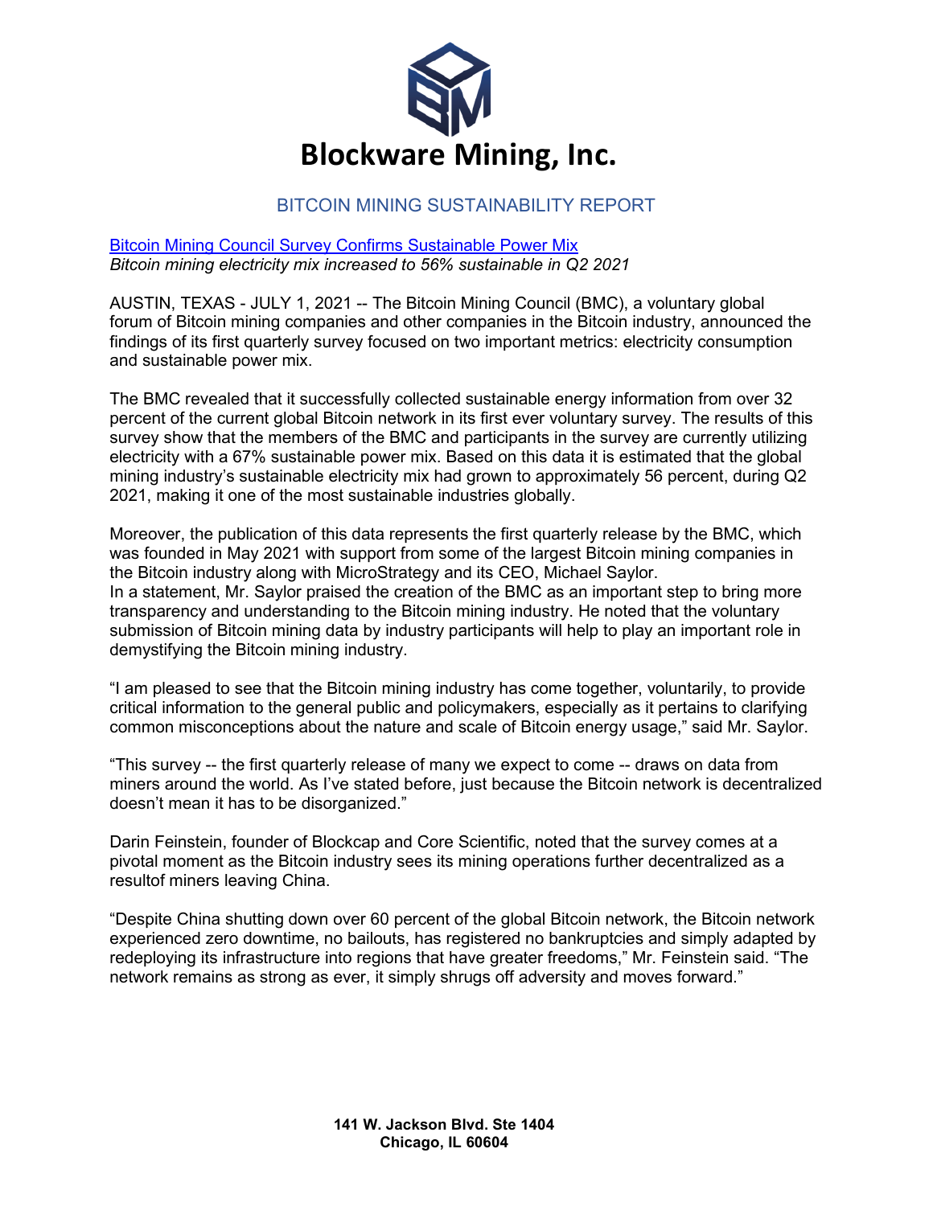# Blockware Mining, Inc.

## BITCOIN MINING SUSTAINABILITY REPORT

Bitcoin Mining Council Survey Confirms Sustainable Power Mix

*Bitcoin mining electricity mix increased to 56% sustainable in Q2 2021*

AUSTIN, TEXAS - JULY 1, 2021 -- The Bitcoin Mining Council (BMC), a voluntary global forum of Bitcoin mining companies and other companies in the Bitcoin industry, announced the findings of its first quarterly survey focused on two important metrics: electricity consumption and sustainable power mix.

The BMC revealed that it successfully collected sustainable energy information from over 32 percent of the current global Bitcoin network in its first ever voluntary survey. The results of this survey show that the members of the BMC and participants in the survey are currently utilizing electricity with a 67% sustainable power mix. Based on this data it is estimated that the global mining industry's sustainable electricity mix had grown to approximately 56 percent, during Q2 2021, making it one of the most sustainable industries globally.

Moreover, the publication of this data represents the first quarterly release by the BMC, which was founded in May 2021 with support from some of the largest Bitcoin mining companies in the Bitcoin industry along with MicroStrategy and its CEO, Michael Saylor.
In a statement, Mr. Saylor praised the creation of the BMC as an important step to bring more transparency and understanding to the Bitcoin mining industry. He noted that the voluntary submission of Bitcoin mining data by industry participants will help to play an important role in demystifying the Bitcoin mining industry.

"I am pleased to see that the Bitcoin mining industry has come together, voluntarily, to provide critical information to the general public and policymakers, especially as it pertains to clarifying common misconceptions about the nature and scale of Bitcoin energy usage," said Mr. Saylor.

"This survey -- the first quarterly release of many we expect to come -- draws on data from miners around the world. As I've stated before, just because the Bitcoin network is decentralized doesn't mean it has to be disorganized."

Darin Feinstein, founder of Blockcap and Core Scientific, noted that the survey comes at a pivotal moment as the Bitcoin industry sees its mining operations further decentralized as a resultof miners leaving China.

"Despite China shutting down over 60 percent of the global Bitcoin network, the Bitcoin network experienced zero downtime, no bailouts, has registered no bankruptcies and simply adapted by redeploying its infrastructure into regions that have greater freedoms," Mr. Feinstein said. "The network remains as strong as ever, it simply shrugs off adversity and moves forward."

**141 W. Jackson Blvd. Ste 1404**
**Chicago, IL 60604**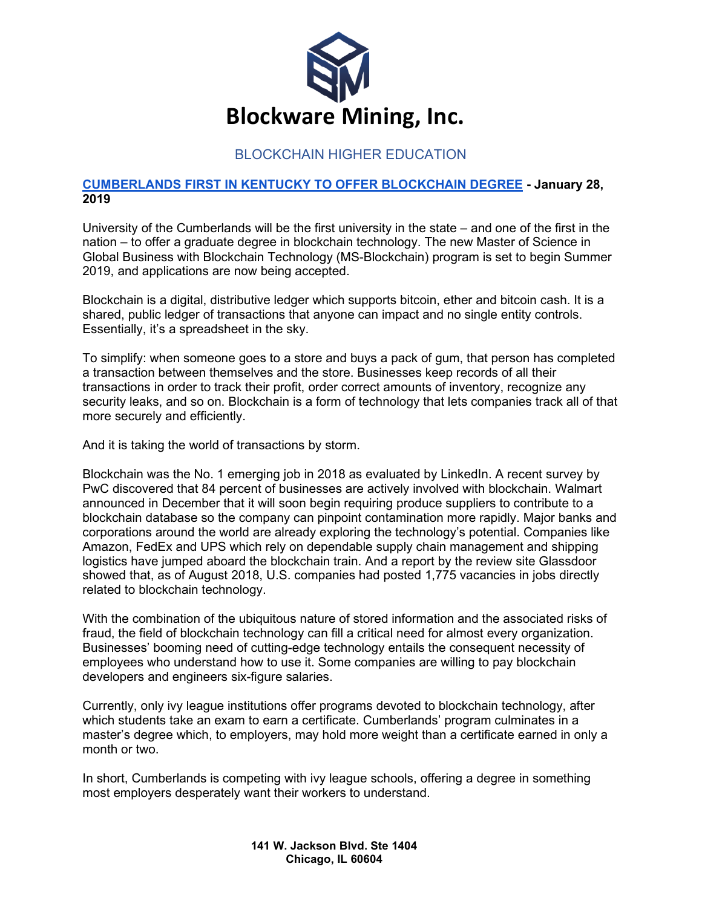# Blockware Mining, Inc.

## BLOCKCHAIN HIGHER EDUCATION

**CUMBERLANDS FIRST IN KENTUCKY TO OFFER BLOCKCHAIN DEGREE - January 28, 2019**

University of the Cumberlands will be the first university in the state – and one of the first in the nation – to offer a graduate degree in blockchain technology. The new Master of Science in Global Business with Blockchain Technology (MS-Blockchain) program is set to begin Summer 2019, and applications are now being accepted.

Blockchain is a digital, distributive ledger which supports bitcoin, ether and bitcoin cash. It is a shared, public ledger of transactions that anyone can impact and no single entity controls. Essentially, it's a spreadsheet in the sky.

To simplify: when someone goes to a store and buys a pack of gum, that person has completed a transaction between themselves and the store. Businesses keep records of all their transactions in order to track their profit, order correct amounts of inventory, recognize any security leaks, and so on. Blockchain is a form of technology that lets companies track all of that more securely and efficiently.

And it is taking the world of transactions by storm.

Blockchain was the No. 1 emerging job in 2018 as evaluated by LinkedIn. A recent survey by PwC discovered that 84 percent of businesses are actively involved with blockchain. Walmart announced in December that it will soon begin requiring produce suppliers to contribute to a blockchain database so the company can pinpoint contamination more rapidly. Major banks and corporations around the world are already exploring the technology's potential. Companies like Amazon, FedEx and UPS which rely on dependable supply chain management and shipping logistics have jumped aboard the blockchain train. And a report by the review site Glassdoor showed that, as of August 2018, U.S. companies had posted 1,775 vacancies in jobs directly related to blockchain technology.

With the combination of the ubiquitous nature of stored information and the associated risks of fraud, the field of blockchain technology can fill a critical need for almost every organization. Businesses' booming need of cutting-edge technology entails the consequent necessity of employees who understand how to use it. Some companies are willing to pay blockchain developers and engineers six-figure salaries.

Currently, only ivy league institutions offer programs devoted to blockchain technology, after which students take an exam to earn a certificate. Cumberlands' program culminates in a master's degree which, to employers, may hold more weight than a certificate earned in only a month or two.

In short, Cumberlands is competing with ivy league schools, offering a degree in something most employers desperately want their workers to understand.

**141 W. Jackson Blvd. Ste 1404**
**Chicago, IL 60604**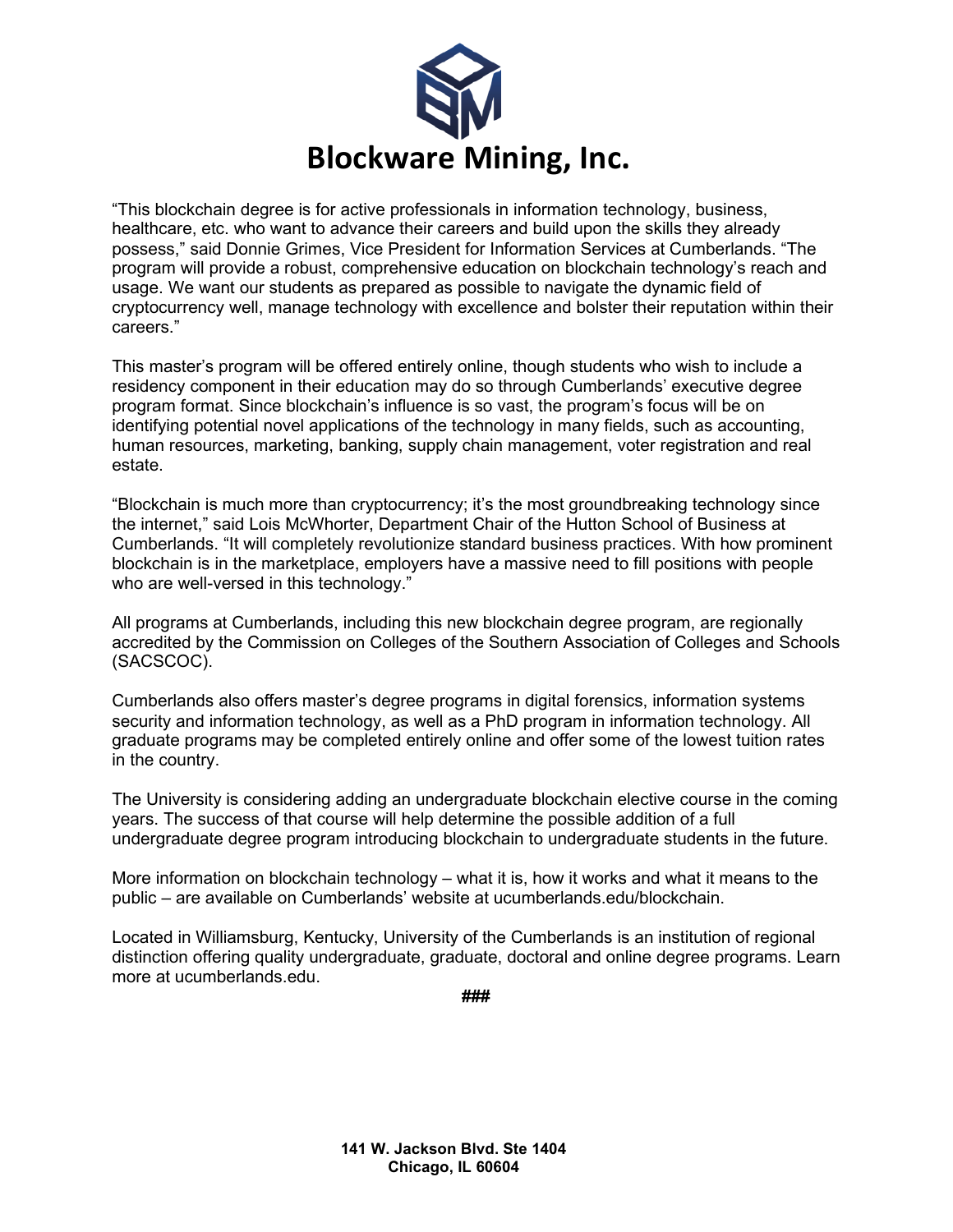# Blockware Mining, Inc.

"This blockchain degree is for active professionals in information technology, business, healthcare, etc. who want to advance their careers and build upon the skills they already possess," said Donnie Grimes, Vice President for Information Services at Cumberlands. "The program will provide a robust, comprehensive education on blockchain technology's reach and usage. We want our students as prepared as possible to navigate the dynamic field of cryptocurrency well, manage technology with excellence and bolster their reputation within their careers."

This master's program will be offered entirely online, though students who wish to include a residency component in their education may do so through Cumberlands' executive degree program format. Since blockchain's influence is so vast, the program's focus will be on identifying potential novel applications of the technology in many fields, such as accounting, human resources, marketing, banking, supply chain management, voter registration and real estate.

"Blockchain is much more than cryptocurrency; it's the most groundbreaking technology since the internet," said Lois McWhorter, Department Chair of the Hutton School of Business at Cumberlands. "It will completely revolutionize standard business practices. With how prominent blockchain is in the marketplace, employers have a massive need to fill positions with people who are well-versed in this technology."

All programs at Cumberlands, including this new blockchain degree program, are regionally accredited by the Commission on Colleges of the Southern Association of Colleges and Schools (SACSCOC).

Cumberlands also offers master's degree programs in digital forensics, information systems security and information technology, as well as a PhD program in information technology. All graduate programs may be completed entirely online and offer some of the lowest tuition rates in the country.

The University is considering adding an undergraduate blockchain elective course in the coming years. The success of that course will help determine the possible addition of a full undergraduate degree program introducing blockchain to undergraduate students in the future.

More information on blockchain technology – what it is, how it works and what it means to the public – are available on Cumberlands' website at ucumberlands.edu/blockchain.

Located in Williamsburg, Kentucky, University of the Cumberlands is an institution of regional distinction offering quality undergraduate, graduate, doctoral and online degree programs. Learn more at ucumberlands.edu.

**###**

**141 W. Jackson Blvd. Ste 1404**
**Chicago, IL 60604**